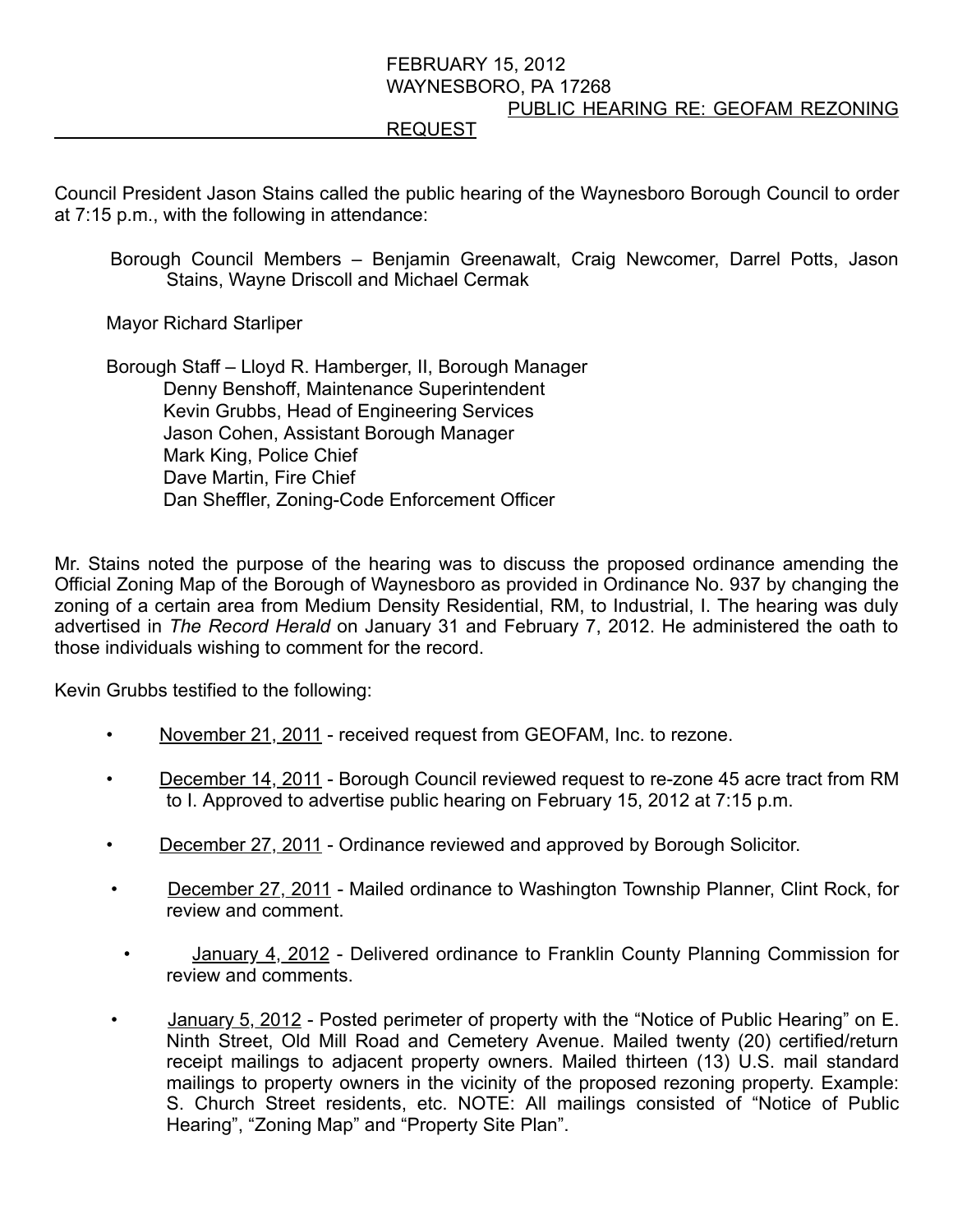FEBRUARY 15, 2012
WAYNESBORO, PA 17268
PUBLIC HEARING RE: GEOFAM REZONING REQUEST

Council President Jason Stains called the public hearing of the Waynesboro Borough Council to order at 7:15 p.m., with the following in attendance:

Borough Council Members – Benjamin Greenawalt, Craig Newcomer, Darrel Potts, Jason Stains, Wayne Driscoll and Michael Cermak

Mayor Richard Starliper

Borough Staff – Lloyd R. Hamberger, II, Borough Manager
Denny Benshoff, Maintenance Superintendent
Kevin Grubbs, Head of Engineering Services
Jason Cohen, Assistant Borough Manager
Mark King, Police Chief
Dave Martin, Fire Chief
Dan Sheffler, Zoning-Code Enforcement Officer

Mr. Stains noted the purpose of the hearing was to discuss the proposed ordinance amending the Official Zoning Map of the Borough of Waynesboro as provided in Ordinance No. 937 by changing the zoning of a certain area from Medium Density Residential, RM, to Industrial, I. The hearing was duly advertised in *The Record Herald* on January 31 and February 7, 2012. He administered the oath to those individuals wishing to comment for the record.

Kevin Grubbs testified to the following:

- November 21, 2011 - received request from GEOFAM, Inc. to rezone.
- December 14, 2011 - Borough Council reviewed request to re-zone 45 acre tract from RM to I. Approved to advertise public hearing on February 15, 2012 at 7:15 p.m.
- December 27, 2011 - Ordinance reviewed and approved by Borough Solicitor.
- December 27, 2011 - Mailed ordinance to Washington Township Planner, Clint Rock, for review and comment.
- January 4, 2012 - Delivered ordinance to Franklin County Planning Commission for review and comments.
- January 5, 2012 - Posted perimeter of property with the "Notice of Public Hearing" on E. Ninth Street, Old Mill Road and Cemetery Avenue. Mailed twenty (20) certified/return receipt mailings to adjacent property owners. Mailed thirteen (13) U.S. mail standard mailings to property owners in the vicinity of the proposed rezoning property. Example: S. Church Street residents, etc. NOTE: All mailings consisted of "Notice of Public Hearing", "Zoning Map" and "Property Site Plan".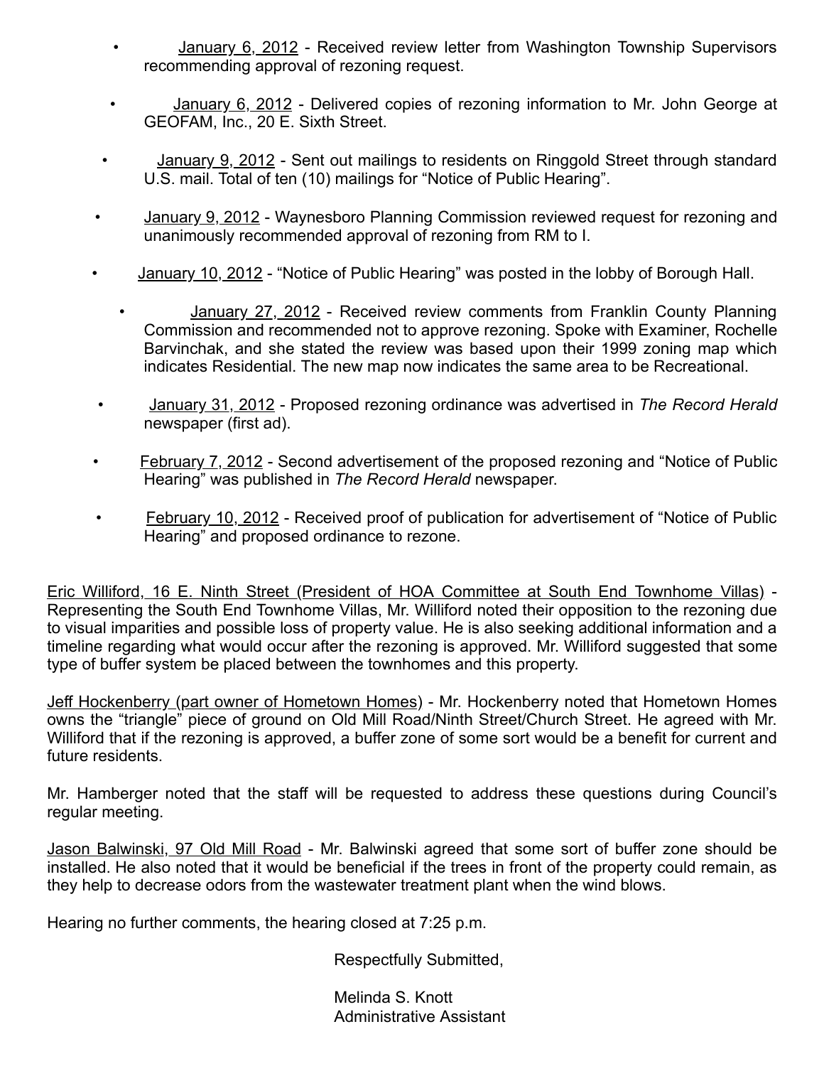- January 6, 2012 - Received review letter from Washington Township Supervisors recommending approval of rezoning request.
- January 6, 2012 - Delivered copies of rezoning information to Mr. John George at GEOFAM, Inc., 20 E. Sixth Street.
- January 9, 2012 - Sent out mailings to residents on Ringgold Street through standard U.S. mail. Total of ten (10) mailings for "Notice of Public Hearing".
- January 9, 2012 - Waynesboro Planning Commission reviewed request for rezoning and unanimously recommended approval of rezoning from RM to I.
- January 10, 2012 - "Notice of Public Hearing" was posted in the lobby of Borough Hall.
- January 27, 2012 - Received review comments from Franklin County Planning Commission and recommended not to approve rezoning. Spoke with Examiner, Rochelle Barvinchak, and she stated the review was based upon their 1999 zoning map which indicates Residential. The new map now indicates the same area to be Recreational.
- January 31, 2012 - Proposed rezoning ordinance was advertised in *The Record Herald* newspaper (first ad).
- February 7, 2012 - Second advertisement of the proposed rezoning and "Notice of Public Hearing" was published in *The Record Herald* newspaper.
- February 10, 2012 - Received proof of publication for advertisement of "Notice of Public Hearing" and proposed ordinance to rezone.

Eric Williford, 16 E. Ninth Street (President of HOA Committee at South End Townhome Villas) - Representing the South End Townhome Villas, Mr. Williford noted their opposition to the rezoning due to visual imparities and possible loss of property value. He is also seeking additional information and a timeline regarding what would occur after the rezoning is approved. Mr. Williford suggested that some type of buffer system be placed between the townhomes and this property.

Jeff Hockenberry (part owner of Hometown Homes) - Mr. Hockenberry noted that Hometown Homes owns the "triangle" piece of ground on Old Mill Road/Ninth Street/Church Street. He agreed with Mr. Williford that if the rezoning is approved, a buffer zone of some sort would be a benefit for current and future residents.

Mr. Hamberger noted that the staff will be requested to address these questions during Council's regular meeting.

Jason Balwinski, 97 Old Mill Road - Mr. Balwinski agreed that some sort of buffer zone should be installed. He also noted that it would be beneficial if the trees in front of the property could remain, as they help to decrease odors from the wastewater treatment plant when the wind blows.

Hearing no further comments, the hearing closed at 7:25 p.m.

Respectfully Submitted,

Melinda S. Knott
Administrative Assistant